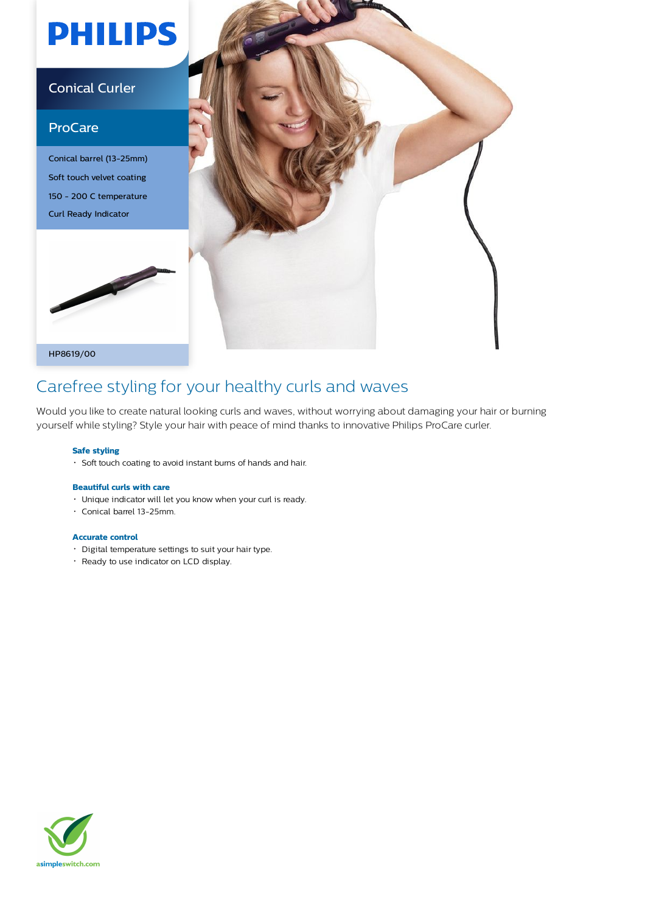PHILIPS

Conical Curler

ProCare

Conical barrel (13-25mm)

Soft touch velvet coating

150 - 200 C temperature

Curl Ready Indicator

HP8619/00

## Carefree styling for your healthy curls and waves

Would you like to create natural looking curls and waves, without worrying about damaging your hair or burning yourself while styling? Style your hair with peace of mind thanks to innovative Philips ProCare curler.

**Safe styling**

- Soft touch coating to avoid instant burns of hands and hair.

**Beautiful curls with care**

- Unique indicator will let you know when your curl is ready.
- Conical barrel 13-25mm.

**Accurate control**

- Digital temperature settings to suit your hair type.
- Ready to use indicator on LCD display.

asimpleswitch.com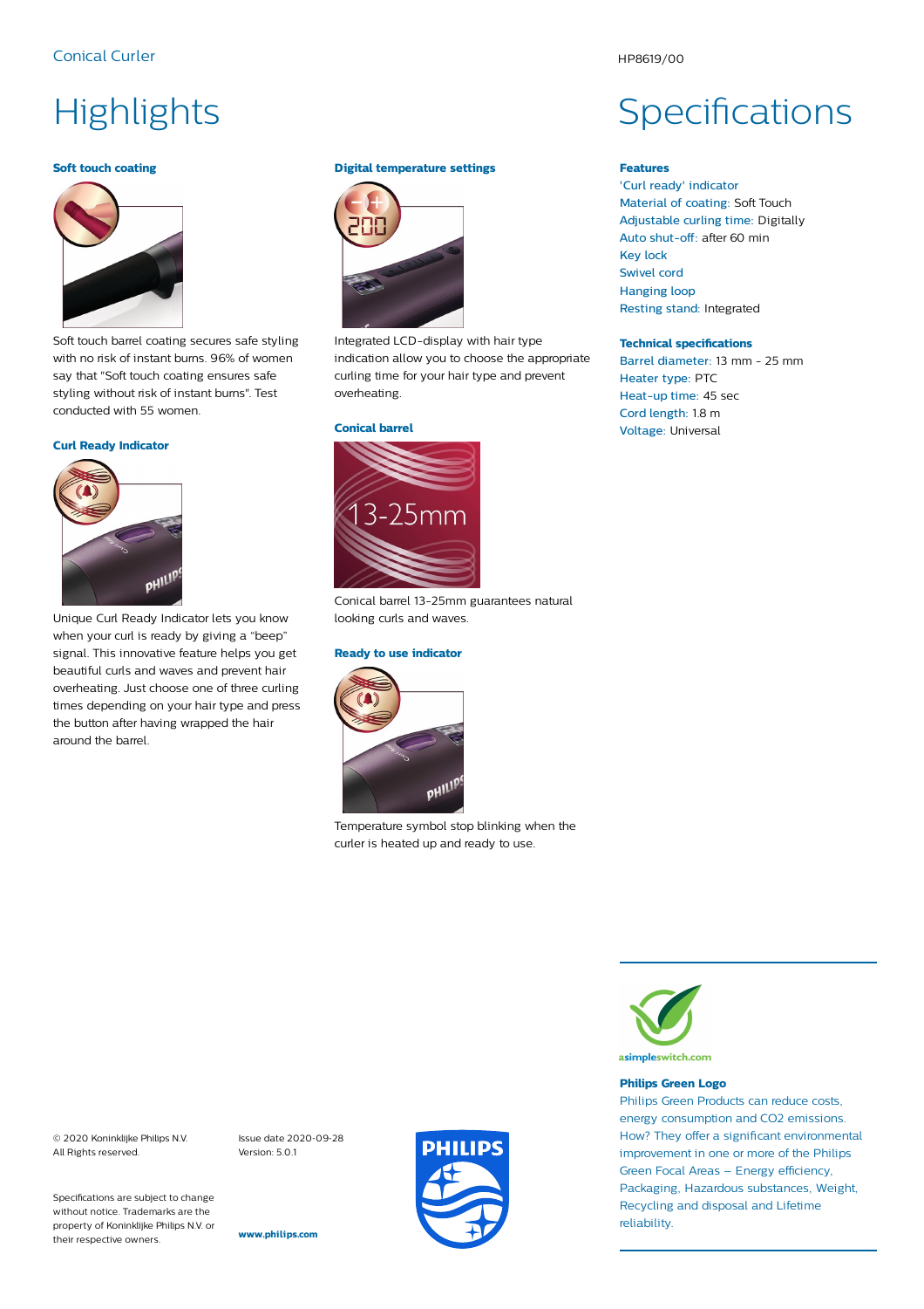Conical Curler

HP8619/00

# Highlights

### Soft touch coating

Soft touch barrel coating secures safe styling with no risk of instant burns. 96% of women say that "Soft touch coating ensures safe styling without risk of instant burns". Test conducted with 55 women.

### Curl Ready Indicator

Unique Curl Ready Indicator lets you know when your curl is ready by giving a "beep" signal. This innovative feature helps you get beautiful curls and waves and prevent hair overheating. Just choose one of three curling times depending on your hair type and press the button after having wrapped the hair around the barrel.

### Digital temperature settings

Integrated LCD-display with hair type indication allow you to choose the appropriate curling time for your hair type and prevent overheating.

### Conical barrel

13-25mm

Conical barrel 13-25mm guarantees natural looking curls and waves.

### Ready to use indicator

Temperature symbol stop blinking when the curler is heated up and ready to use.

# Specifications

### Features

- 'Curl ready' indicator
- Material of coating: Soft Touch
- Adjustable curling time: Digitally
- Auto shut-off: after 60 min
- Key lock
- Swivel cord
- Hanging loop
- Resting stand: Integrated

### Technical specifications

- Barrel diameter: 13 mm - 25 mm
- Heater type: PTC
- Heat-up time: 45 sec
- Cord length: 1.8 m
- Voltage: Universal

asimpleswitch.com

### Philips Green Logo

Philips Green Products can reduce costs, energy consumption and CO2 emissions. How? They offer a significant environmental improvement in one or more of the Philips Green Focal Areas – Energy efficiency, Packaging, Hazardous substances, Weight, Recycling and disposal and Lifetime reliability.

© 2020 Koninklijke Philips N.V.
All Rights reserved.

Specifications are subject to change without notice. Trademarks are the property of Koninklijke Philips N.V. or their respective owners.

Issue date 2020-09-28
Version: 5.0.1

www.philips.com